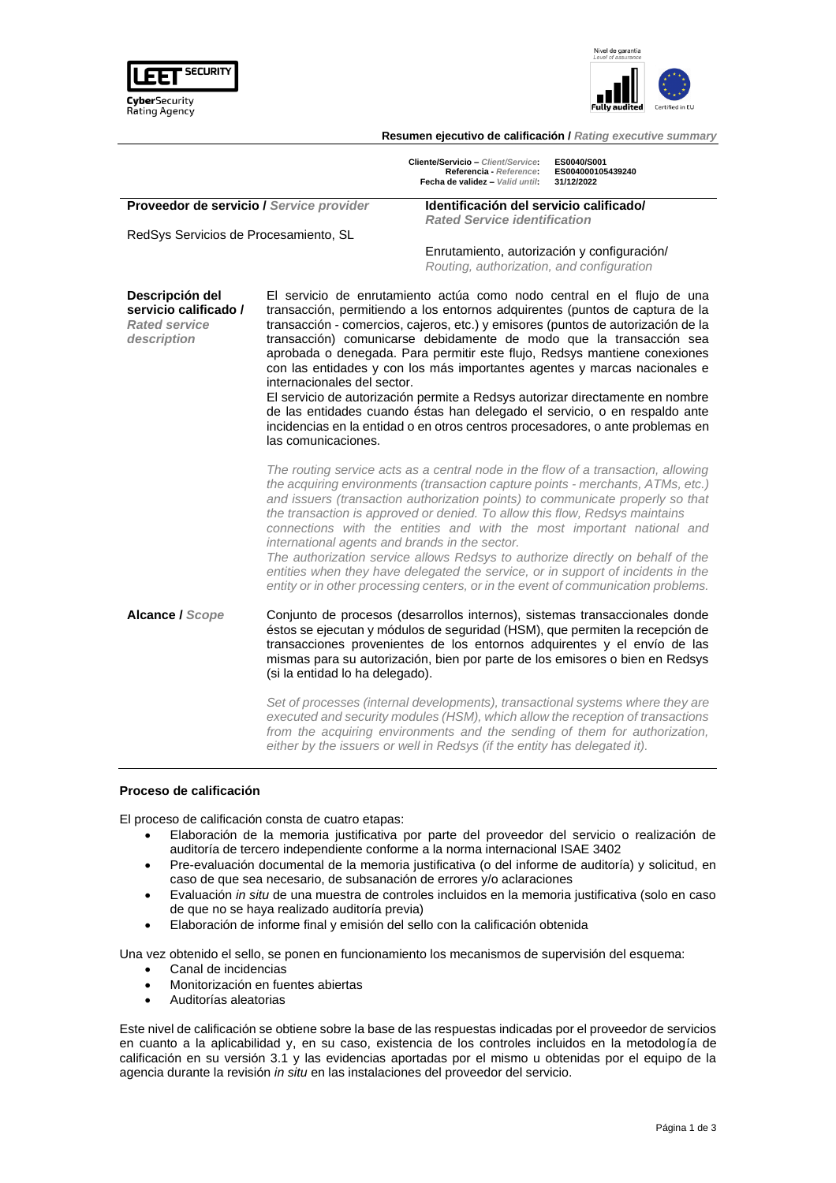LEET SECURITY
**Cyber**Security
Rating Agency

Nivel de garantía
*Level of assurance*
Fully audited
Certified in EU

**Resumen ejecutivo de calificación /** ***Rating executive summary***

**Cliente/Servicio –** ***Client/Service*****:** **ES0040/S001**
**Referencia -** ***Reference*****:** **ES004000105439240**
**Fecha de validez –** ***Valid until*****:** **31/12/2022**

| **Proveedor de servicio /** ***Service provider*** | **Identificación del servicio calificado/** ***Rated Service identification*** |
|---|---|
| RedSys Servicios de Procesamiento, SL | Enrutamiento, autorización y configuración/ *Routing, authorization, and configuration* |

**Descripción del servicio calificado /** ***Rated service description***

El servicio de enrutamiento actúa como nodo central en el flujo de una transacción, permitiendo a los entornos adquirentes (puntos de captura de la transacción - comercios, cajeros, etc.) y emisores (puntos de autorización de la transacción) comunicarse debidamente de modo que la transacción sea aprobada o denegada. Para permitir este flujo, Redsys mantiene conexiones con las entidades y con los más importantes agentes y marcas nacionales e internacionales del sector.
El servicio de autorización permite a Redsys autorizar directamente en nombre de las entidades cuando éstas han delegado el servicio, o en respaldo ante incidencias en la entidad o en otros centros procesadores, o ante problemas en las comunicaciones.

*The routing service acts as a central node in the flow of a transaction, allowing the acquiring environments (transaction capture points - merchants, ATMs, etc.) and issuers (transaction authorization points) to communicate properly so that the transaction is approved or denied. To allow this flow, Redsys maintains connections with the entities and with the most important national and international agents and brands in the sector.*
*The authorization service allows Redsys to authorize directly on behalf of the entities when they have delegated the service, or in support of incidents in the entity or in other processing centers, or in the event of communication problems.*

**Alcance /** ***Scope***

Conjunto de procesos (desarrollos internos), sistemas transaccionales donde éstos se ejecutan y módulos de seguridad (HSM), que permiten la recepción de transacciones provenientes de los entornos adquirentes y el envío de las mismas para su autorización, bien por parte de los emisores o bien en Redsys (si la entidad lo ha delegado).

*Set of processes (internal developments), transactional systems where they are executed and security modules (HSM), which allow the reception of transactions from the acquiring environments and the sending of them for authorization, either by the issuers or well in Redsys (if the entity has delegated it).*

### Proceso de calificación

El proceso de calificación consta de cuatro etapas:

- Elaboración de la memoria justificativa por parte del proveedor del servicio o realización de auditoría de tercero independiente conforme a la norma internacional ISAE 3402
- Pre-evaluación documental de la memoria justificativa (o del informe de auditoría) y solicitud, en caso de que sea necesario, de subsanación de errores y/o aclaraciones
- Evaluación *in situ* de una muestra de controles incluidos en la memoria justificativa (solo en caso de que no se haya realizado auditoría previa)
- Elaboración de informe final y emisión del sello con la calificación obtenida

Una vez obtenido el sello, se ponen en funcionamiento los mecanismos de supervisión del esquema:

- Canal de incidencias
- Monitorización en fuentes abiertas
- Auditorías aleatorias

Este nivel de calificación se obtiene sobre la base de las respuestas indicadas por el proveedor de servicios en cuanto a la aplicabilidad y, en su caso, existencia de los controles incluidos en la metodología de calificación en su versión 3.1 y las evidencias aportadas por el mismo u obtenidas por el equipo de la agencia durante la revisión *in situ* en las instalaciones del proveedor del servicio.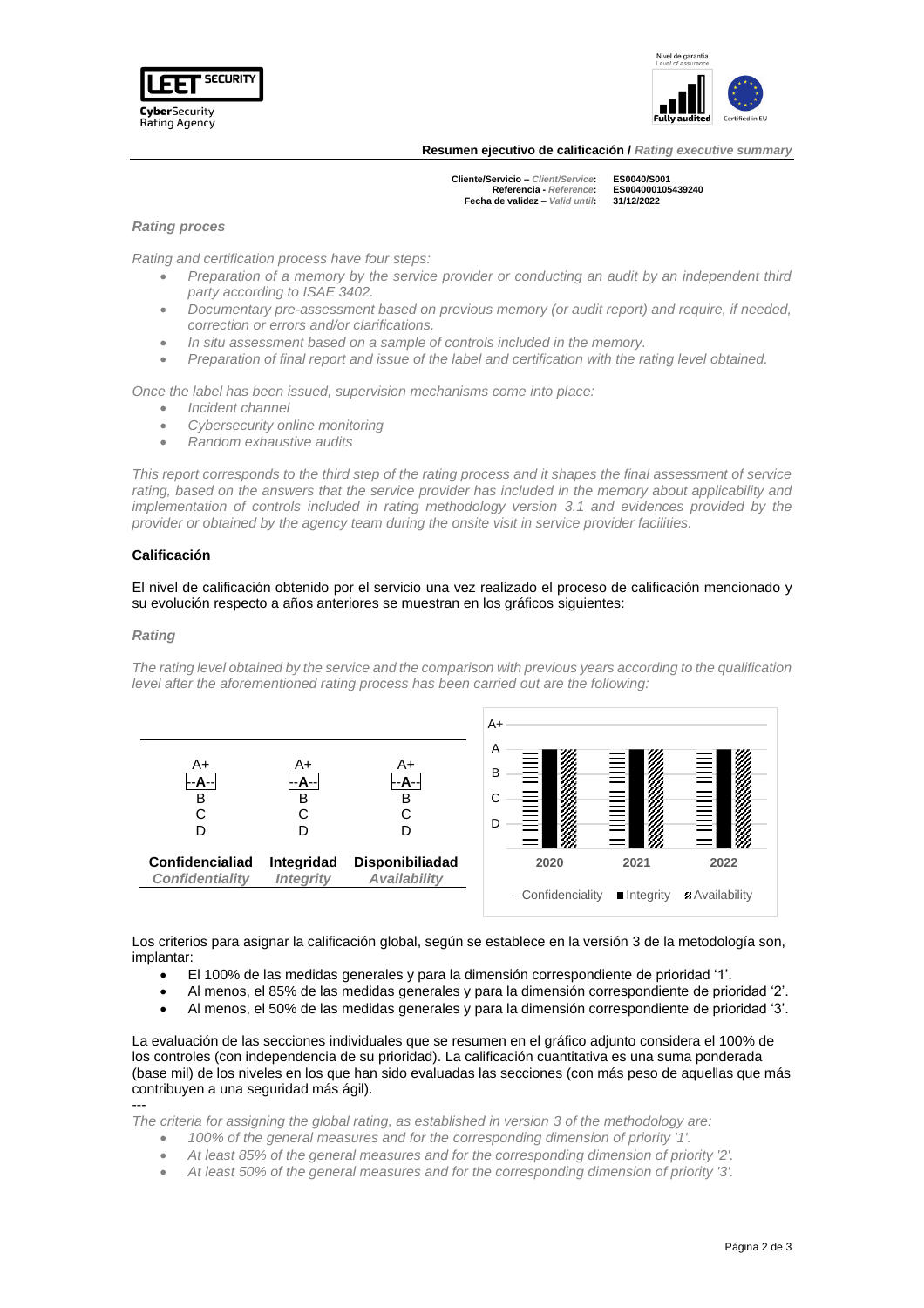**Resumen ejecutivo de calificación /** *Rating executive summary*

**Cliente/Servicio –** *Client/Service*: **ES0040/S001**
**Referencia -** *Reference*: **ES004000105439240**
**Fecha de validez –** *Valid until*: **31/12/2022**

*Rating proces*

*Rating and certification process have four steps:*

- *Preparation of a memory by the service provider or conducting an audit by an independent third party according to ISAE 3402.*
- *Documentary pre-assessment based on previous memory (or audit report) and require, if needed, correction or errors and/or clarifications.*
- *In situ assessment based on a sample of controls included in the memory.*
- *Preparation of final report and issue of the label and certification with the rating level obtained.*

*Once the label has been issued, supervision mechanisms come into place:*

- *Incident channel*
- *Cybersecurity online monitoring*
- *Random exhaustive audits*

*This report corresponds to the third step of the rating process and it shapes the final assessment of service rating, based on the answers that the service provider has included in the memory about applicability and implementation of controls included in rating methodology version 3.1 and evidences provided by the provider or obtained by the agency team during the onsite visit in service provider facilities.*

**Calificación**

El nivel de calificación obtenido por el servicio una vez realizado el proceso de calificación mencionado y su evolución respecto a años anteriores se muestran en los gráficos siguientes:

*Rating*

*The rating level obtained by the service and the comparison with previous years according to the qualification level after the aforementioned rating process has been carried out are the following:*

| Confidencialiad *Confidentiality* | Integridad *Integrity* | Disponibiliadad *Availability* |
|---|---|---|
| A+ | A+ | A+ |
| **--A--** | **--A--** | **--A--** |
| B | B | B |
| C | C | C |
| D | D | D |

| | 2020 | 2021 | 2022 |
|---|---|---|---|
| Confidenciality | A | A | A |
| Integrity | A | A | A |
| Availability | A | A | A |

Los criterios para asignar la calificación global, según se establece en la versión 3 de la metodología son, implantar:

- El 100% de las medidas generales y para la dimensión correspondiente de prioridad '1'.
- Al menos, el 85% de las medidas generales y para la dimensión correspondiente de prioridad '2'.
- Al menos, el 50% de las medidas generales y para la dimensión correspondiente de prioridad '3'.

La evaluación de las secciones individuales que se resumen en el gráfico adjunto considera el 100% de los controles (con independencia de su prioridad). La calificación cuantitativa es una suma ponderada (base mil) de los niveles en los que han sido evaluadas las secciones (con más peso de aquellas que más contribuyen a una seguridad más ágil).

---

*The criteria for assigning the global rating, as established in version 3 of the methodology are:*

- *100% of the general measures and for the corresponding dimension of priority '1'.*
- *At least 85% of the general measures and for the corresponding dimension of priority '2'.*
- *At least 50% of the general measures and for the corresponding dimension of priority '3'.*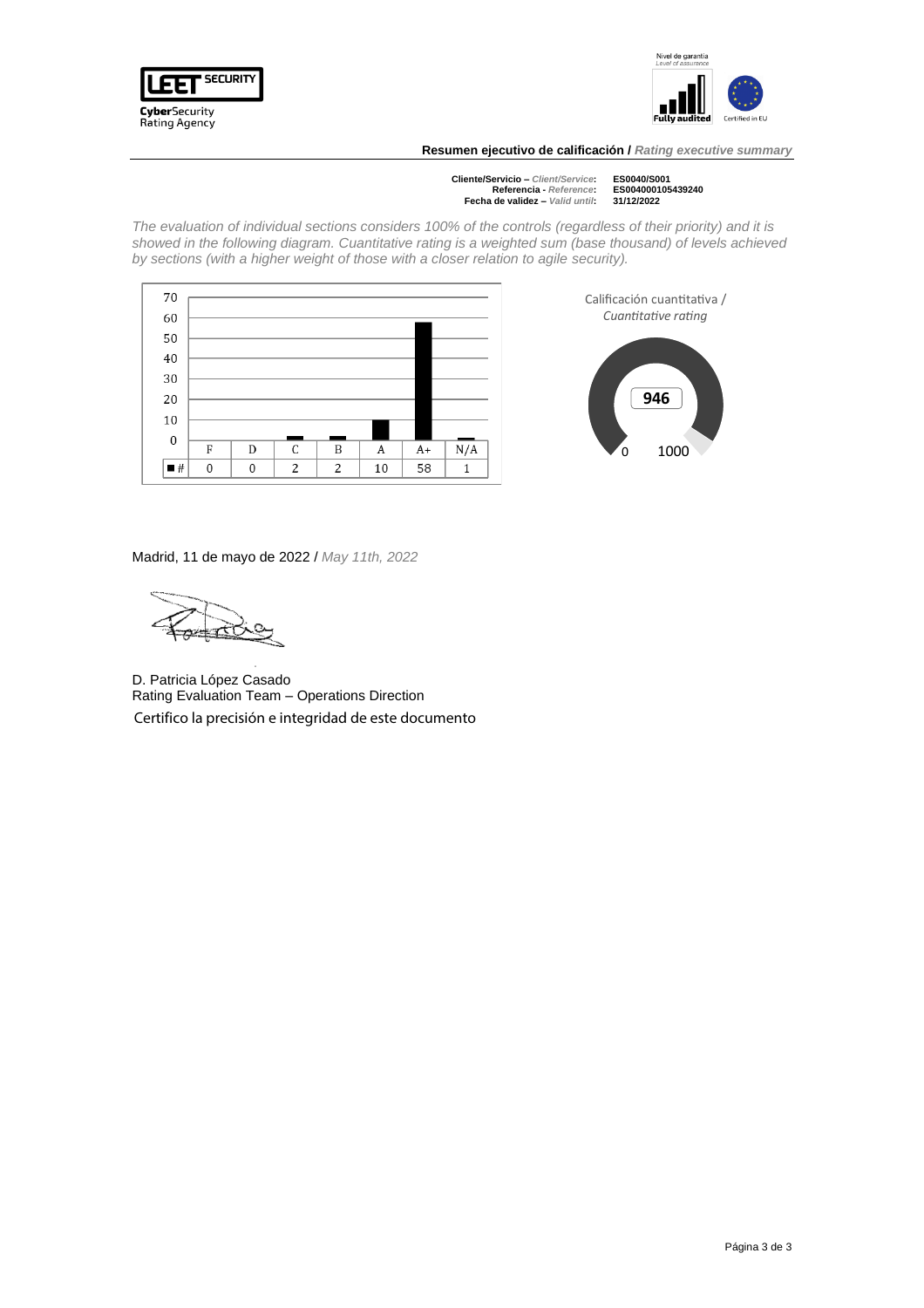**Resumen ejecutivo de calificación /** ***Rating executive summary***

| | |
|---|---|
| **Cliente/Servicio –** ***Client/Service*:** | **ES0040/S001** |
| **Referencia -** ***Reference*:** | **ES004000105439240** |
| **Fecha de validez –** ***Valid until*:** | **31/12/2022** |

*The evaluation of individual sections considers 100% of the controls (regardless of their priority) and it is showed in the following diagram. Cuantitative rating is a weighted sum (base thousand) of levels achieved by sections (with a higher weight of those with a closer relation to agile security).*

70
60
50
40
30
20
10
0

F D C B A A+ N/A
# 0 0 2 2 10 58 1

Calificación cuantitativa / *Cuantitative rating*

946

0 1000

Madrid, 11 de mayo de 2022 / *May 11th, 2022*

D. Patricia López Casado
Rating Evaluation Team – Operations Direction
Certifico la precisión e integridad de este documento